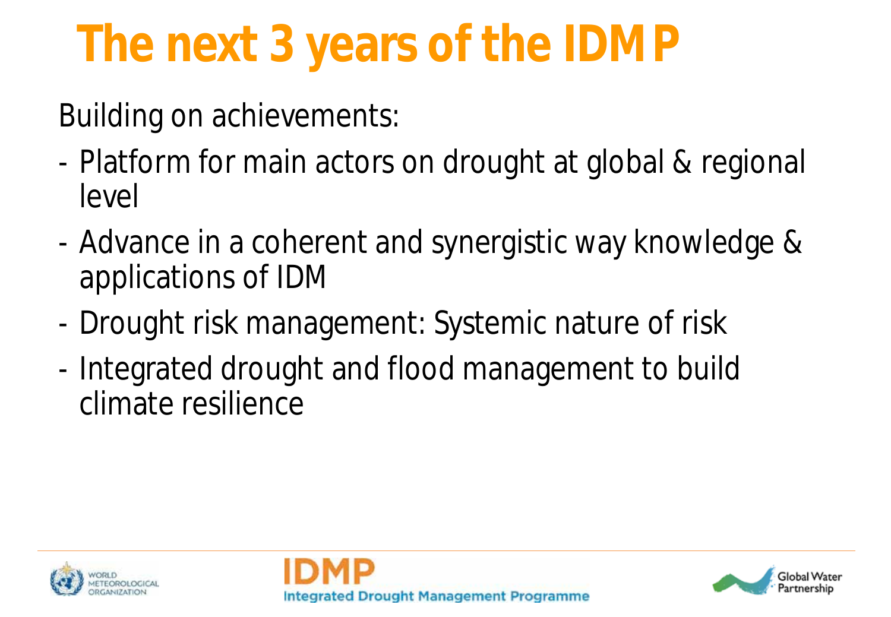# The next 3 years of the IDMP

Building on achievements:

- Platform for main actors on drought at global & regional level
- Advance in a coherent and synergistic way knowledge & applications of IDM
- Drought risk management: Systemic nature of risk
- Integrated drought and flood management to build climate resilience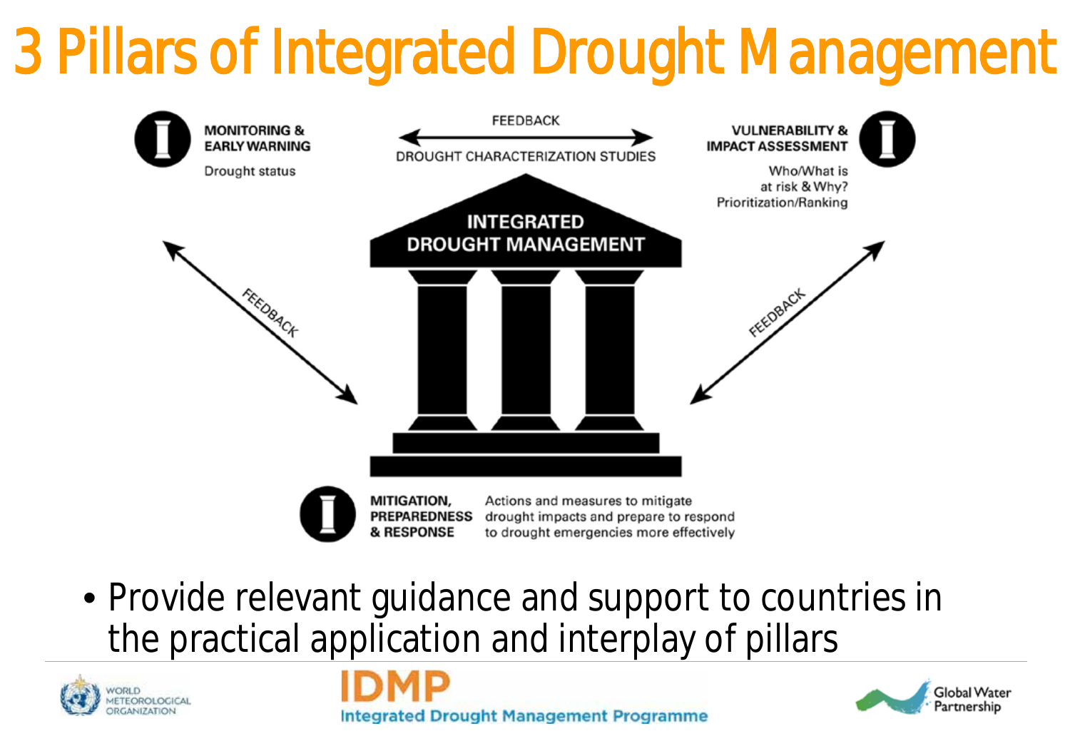# 3 Pillars of Integrated Drought Management

**MONITORING & EARLY WARNING**

Drought status

FEEDBACK

DROUGHT CHARACTERIZATION STUDIES

**VULNERABILITY & IMPACT ASSESSMENT**

Who/What is at risk & Why?
Prioritization/Ranking

**INTEGRATED DROUGHT MANAGEMENT**

FEEDBACK

FEEDBACK

**MITIGATION, PREPAREDNESS & RESPONSE**

Actions and measures to mitigate drought impacts and prepare to respond to drought emergencies more effectively

- Provide relevant guidance and support to countries in the practical application and interplay of pillars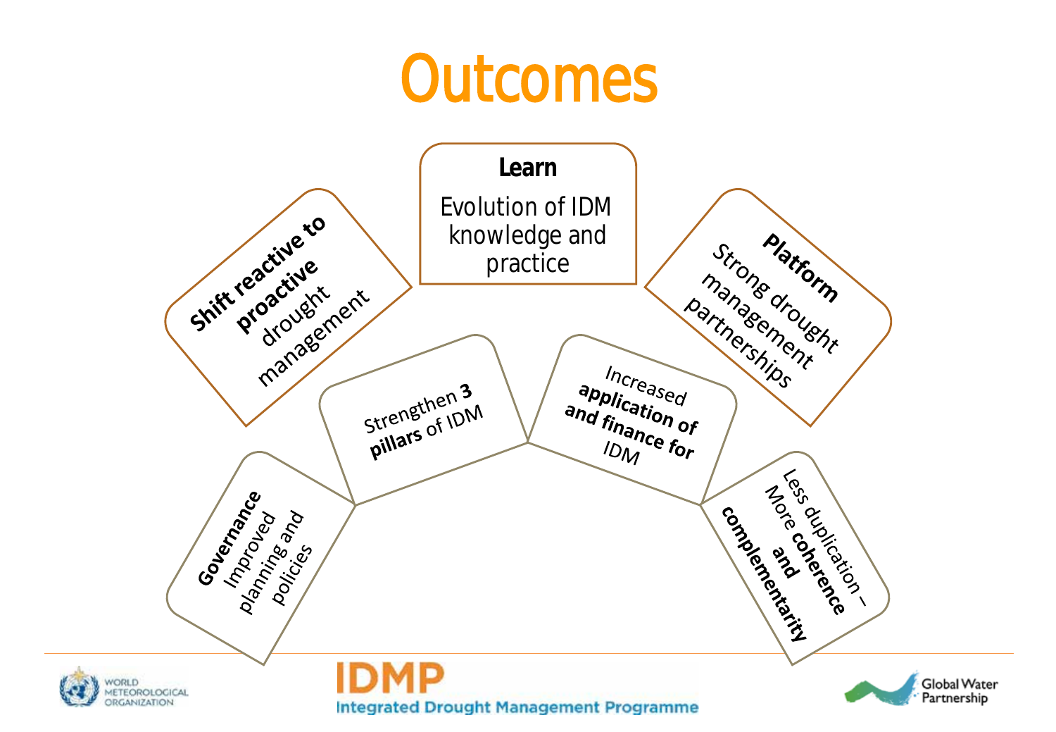# Outcomes

**Learn**
Evolution of IDM knowledge and practice

**Shift reactive to proactive** drought management

**Platform**
Strong drought management partnerships

Strengthen **3 pillars** of IDM

Increased **application of and finance for** IDM

**Governance**
Improved planning and policies

Less duplication – More **coherence and complementarity**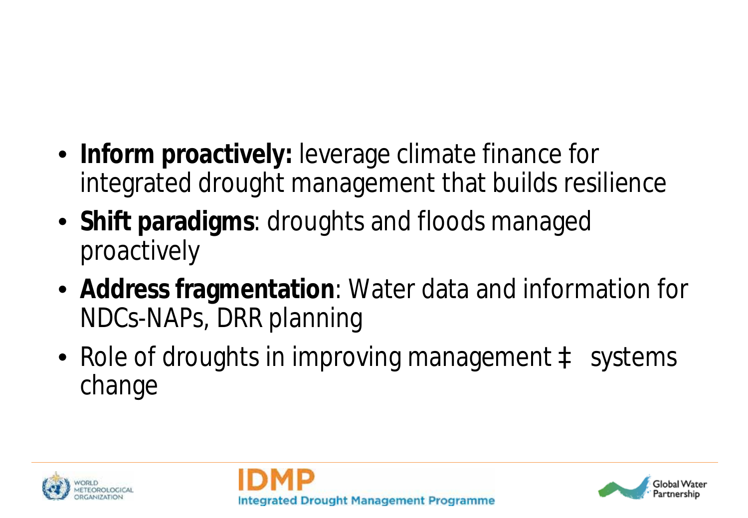- **Inform proactively:** leverage climate finance for integrated drought management that builds resilience
- **Shift paradigms**: droughts and floods managed proactively
- **Address fragmentation**: Water data and information for NDCs-NAPs, DRR planning
- Role of droughts in improving management ‡ systems change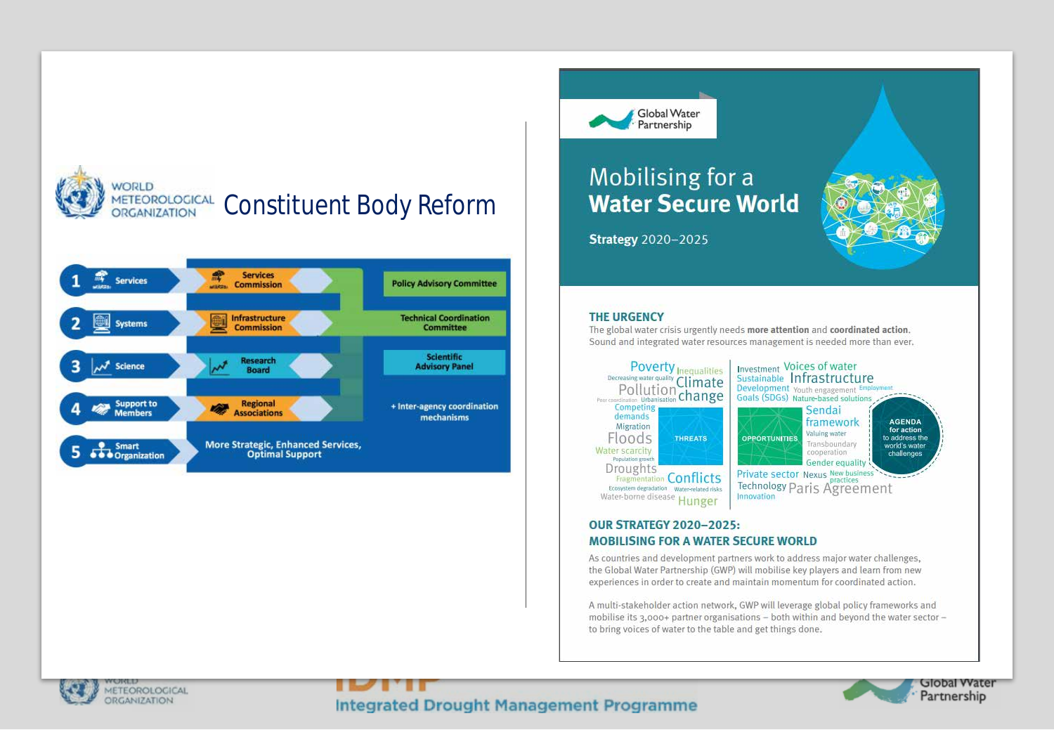## Constituent Body Reform

WORLD METEOROLOGICAL ORGANIZATION

| | | |
|---|---|---|
| 1 Services | Services Commission | Policy Advisory Committee |
| 2 Systems | Infrastructure Commission | Technical Coordination Committee |
| 3 Science | Research Board | Scientific Advisory Panel |
| 4 Support to Members | Regional Associations | + Inter-agency coordination mechanisms |
| 5 Smart Organization | More Strategic, Enhanced Services, Optimal Support | |

Global Water Partnership

# Mobilising for a Water Secure World

**Strategy** 2020–2025

### THE URGENCY

The global water crisis urgently needs **more attention** and **coordinated action**. Sound and integrated water resources management is needed more than ever.

**THREATS:** Poverty, Inequalities, Decreasing water quality, Pollution, Climate change, Poor coordination, Urbanisation, Competing demands, Migration, Floods, Water scarcity, Population growth, Droughts, Fragmentation, Conflicts, Ecosystem degradation, Water-related risks, Water-borne disease, Hunger

**OPPORTUNITIES:** Investment, Voices of water, Sustainable Development Goals (SDGs), Infrastructure, Youth engagement, Employment, Nature-based solutions, Sendai framework, Valuing water, Transboundary cooperation, Gender equality, Private sector, Nexus, New business practices, Technology, Paris Agreement, Innovation

**AGENDA for action** to address the world's water challenges

### OUR STRATEGY 2020–2025: MOBILISING FOR A WATER SECURE WORLD

As countries and development partners work to address major water challenges, the Global Water Partnership (GWP) will mobilise key players and learn from new experiences in order to create and maintain momentum for coordinated action.

A multi-stakeholder action network, GWP will leverage global policy frameworks and mobilise its 3,000+ partner organisations – both within and beyond the water sector – to bring voices of water to the table and get things done.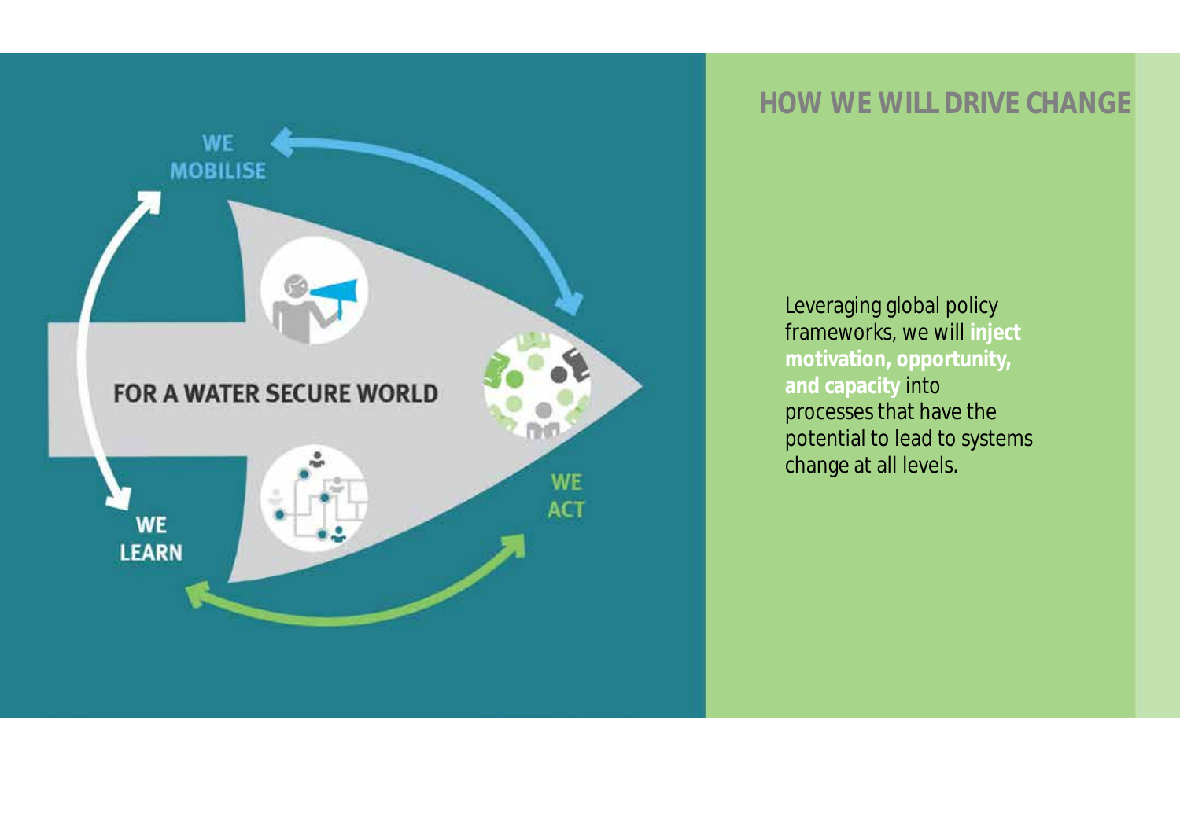## HOW WE WILL DRIVE CHANGE

WE MOBILISE

FOR A WATER SECURE WORLD

WE ACT

WE LEARN

Leveraging global policy frameworks, we will **inject motivation, opportunity, and capacity** into processes that have the potential to lead to systems change at all levels.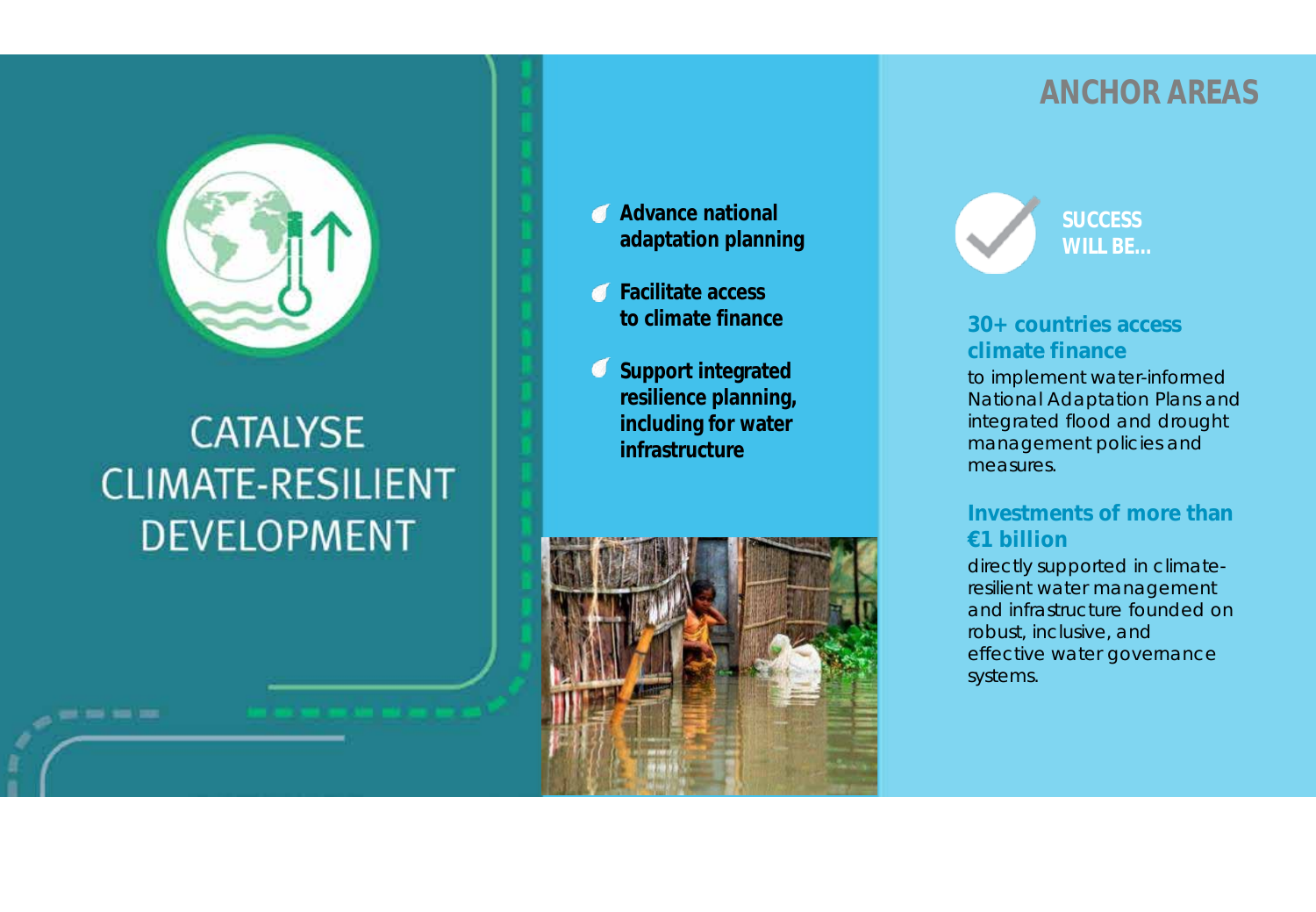# CATALYSE CLIMATE-RESILIENT DEVELOPMENT

- **Advance national adaptation planning**
- **Facilitate access to climate finance**
- **Support integrated resilience planning, including for water infrastructure**

## ANCHOR AREAS

### SUCCESS WILL BE...

**30+ countries access climate finance**

to implement water-informed National Adaptation Plans and integrated flood and drought management policies and measures.

**Investments of more than €1 billion**

directly supported in climate-resilient water management and infrastructure founded on robust, inclusive, and effective water governance systems.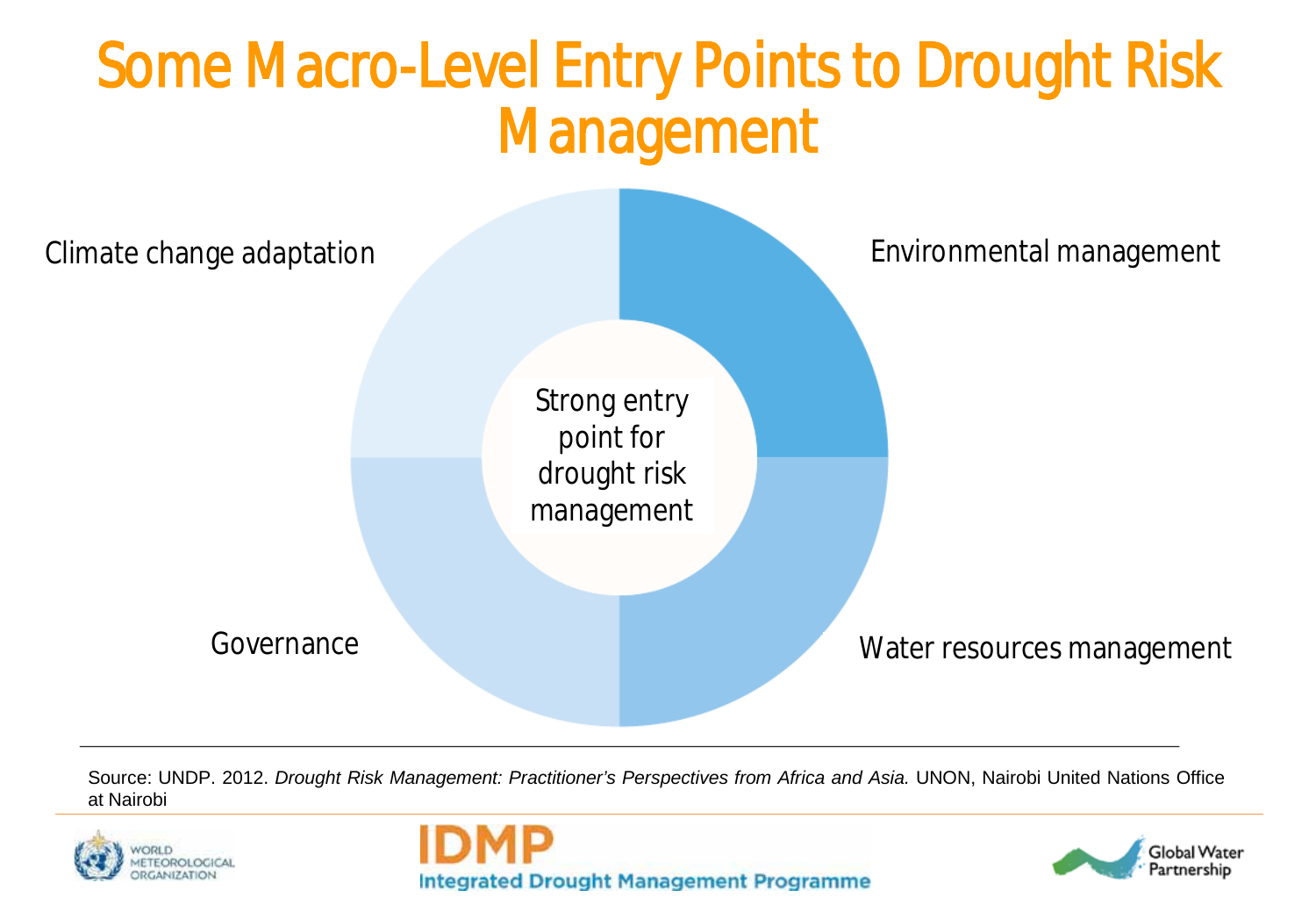# Some Macro-Level Entry Points to Drought Risk Management

Climate change adaptation

Environmental management

Strong entry point for drought risk management

Governance

Water resources management

Source: UNDP. 2012. *Drought Risk Management: Practitioner's Perspectives from Africa and Asia.* UNON, Nairobi United Nations Office at Nairobi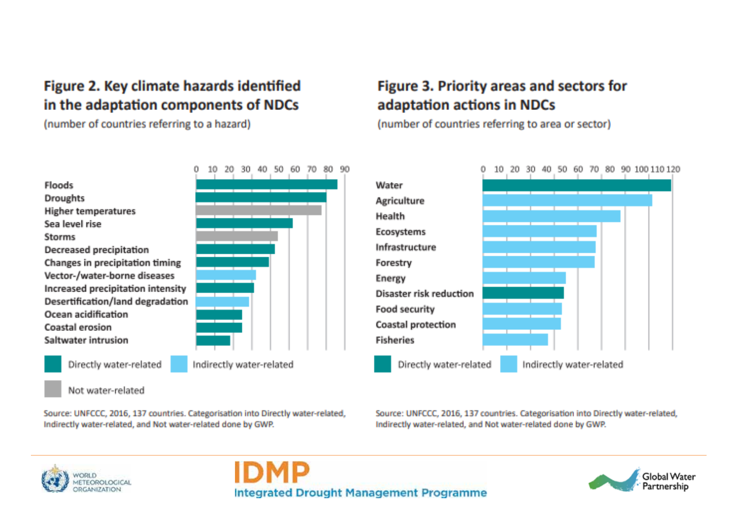## Figure 2. Key climate hazards identified in the adaptation components of NDCs

(number of countries referring to a hazard)

Floods
Droughts
Higher temperatures
Sea level rise
Storms
Decreased precipitation
Changes in precipitation timing
Vector-/water-borne diseases
Increased precipitation intensity
Desertification/land degradation
Ocean acidification
Coastal erosion
Saltwater intrusion

Directly water-related | Indirectly water-related | Not water-related

Source: UNFCCC, 2016, 137 countries. Categorisation into Directly water-related, Indirectly water-related, and Not water-related done by GWP.

## Figure 3. Priority areas and sectors for adaptation actions in NDCs

(number of countries referring to area or sector)

Water
Agriculture
Health
Ecosystems
Infrastructure
Forestry
Energy
Disaster risk reduction
Food security
Coastal protection
Fisheries

Directly water-related | Indirectly water-related

Source: UNFCCC, 2016, 137 countries. Categorisation into Directly water-related, Indirectly water-related, and Not water-related done by GWP.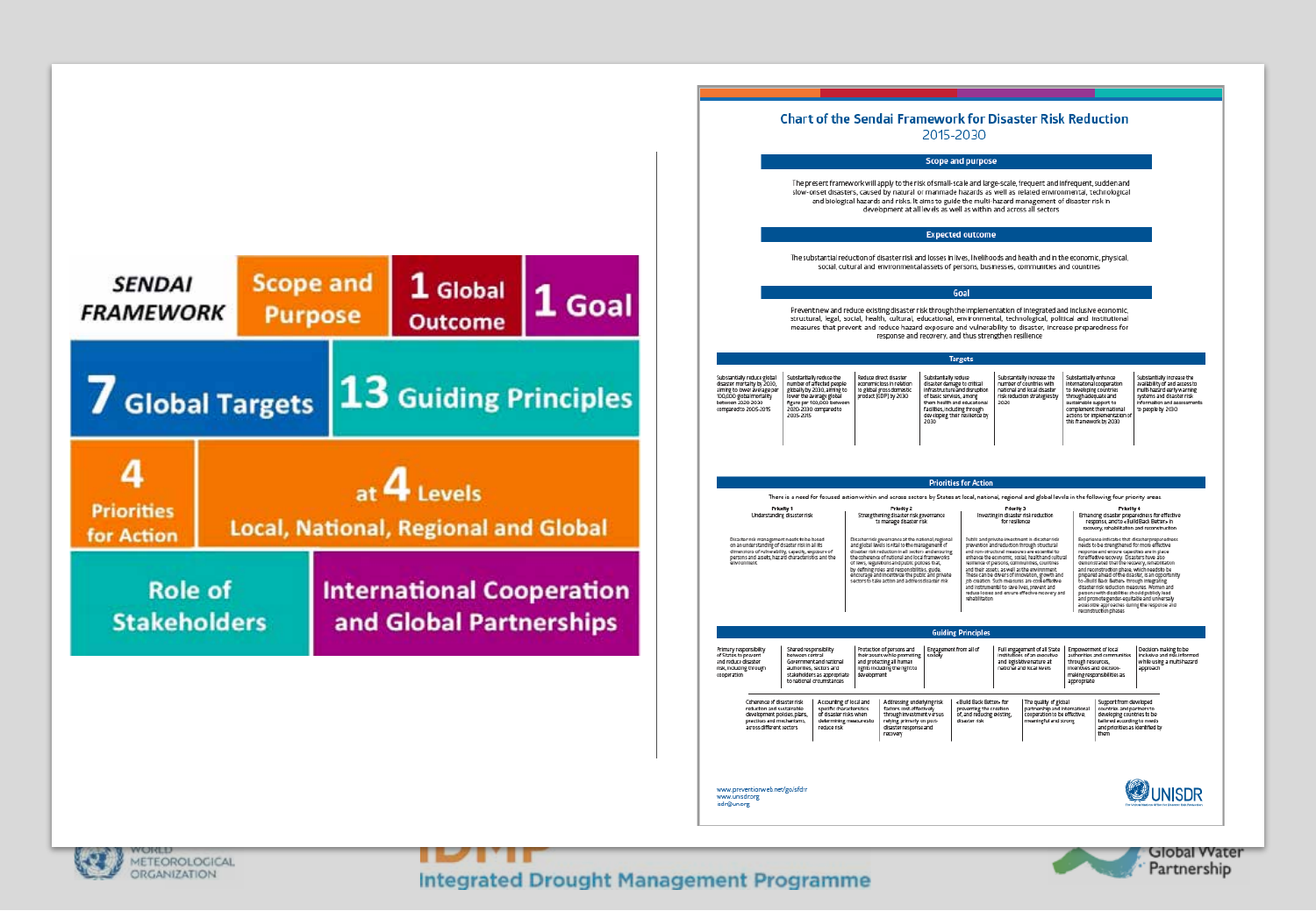**SENDAI FRAMEWORK**

**Scope and Purpose**

**1 Global Outcome**

**1 Goal**

**7 Global Targets**

**13 Guiding Principles**

**4 Priorities for Action**

**at 4 Levels**
**Local, National, Regional and Global**

**Role of Stakeholders**

**International Cooperation and Global Partnerships**

## Chart of the Sendai Framework for Disaster Risk Reduction
2015-2030

### Scope and purpose

The present framework will apply to the risk of small-scale and large-scale, frequent and infrequent, sudden and slow-onset disasters, caused by natural or manmade hazards as well as related environmental, technological and biological hazards and risks. It aims to guide the multi-hazard management of disaster risk in development at all levels as well as within and across all sectors

### Expected outcome

The substantial reduction of disaster risk and losses in lives, livelihoods and health and in the economic, physical, social, cultural and environmental assets of persons, businesses, communities and countries

### Goal

Prevent new and reduce existing disaster risk through the implementation of integrated and inclusive economic, structural, legal, social, health, cultural, educational, environmental, technological, political and institutional measures that prevent and reduce hazard exposure and vulnerability to disaster, increase preparedness for response and recovery, and thus strengthen resilience

### Targets

- Substantially reduce global disaster mortality by 2030, aiming to lower average per 100,000 global mortality between 2020-2030 compared to 2005-2015
- Substantially reduce the number of affected people globally by 2030, aiming to lower the average global figure per 100,000 between 2020-2030 compared to 2005-2015
- Reduce direct disaster economic loss in relation to global gross domestic product (GDP) by 2030
- Substantially reduce disaster damage to critical infrastructure and disruption of basic services, among them health and educational facilities, including through developing their resilience by 2030
- Substantially increase the number of countries with national and local disaster risk reduction strategies by 2020
- Substantially enhance international cooperation to developing countries through adequate and sustainable support to complement their national actions for implementation of this framework by 2030
- Substantially increase the availability of and access to multi-hazard early warning systems and disaster risk information and assessments to people by 2030

### Priorities for Action

There is a need for focused action within and across sectors by States at local, national, regional and global levels in the following four priority areas.

**Priority 1** – Understanding disaster risk

Disaster risk management needs to be based on an understanding of disaster risk in all its dimensions of vulnerability, capacity, exposure of persons and assets, hazard characteristics and the environment

**Priority 2** – Strengthening disaster risk governance to manage disaster risk

Disaster risk governance at the national, regional and global levels is vital to the management of disaster risk reduction in all sectors and ensuring the coherence of national and local frameworks of laws, regulations and public policies that, by defining roles and responsibilities, guide, encourage and incentivize the public and private sectors to take action and address disaster risk

**Priority 3** – Investing in disaster risk reduction for resilience

Public and private investment in disaster risk prevention and reduction through structural and non-structural measures are essential to enhance the economic, social, health and cultural resilience of persons, communities, countries and their assets, as well as the environment. These can be drivers of innovation, growth and job creation. Such measures are cost-effective and instrumental to save lives, prevent and reduce losses and ensure effective recovery and rehabilitation

**Priority 4** – Enhancing disaster preparedness for effective response, and to «Build Back Better» in recovery, rehabilitation and reconstruction

Experience indicates that disaster preparedness needs to be strengthened for more effective response and ensure capacities are in place for effective recovery. Disasters have also demonstrated that the recovery, rehabilitation and reconstruction phase, which needs to be prepared ahead of the disaster, is an opportunity to «Build Back Better» through integrating disaster risk reduction measures. Women and persons with disabilities should publicly lead and promote gender-equitable and universally accessible approaches during the response and reconstruction phases

### Guiding Principles

- Primary responsibility of States to prevent and reduce disaster risk, including through cooperation
- Shared responsibility between central Government and national authorities, sectors and stakeholders as appropriate to national circumstances
- Protection of persons and their assets while promoting and protecting all human rights including the right to development
- Engagement from all of society
- Full engagement of all State institutions of an executive and legislative nature at national and local levels
- Empowerment of local authorities and communities through resources, incentives and decision-making responsibilities as appropriate
- Decision-making to be inclusive and risk-informed while using a multi-hazard approach
- Coherence of disaster risk reduction and sustainable development policies, plans, practices and mechanisms, across different sectors
- Accounting of local and specific characteristics of disaster risks when determining measures to reduce risk
- Addressing underlying risk factors cost-effectively through investment versus relying primarily on post-disaster response and recovery
- «Build Back Better» for preventing the creation of, and reducing existing, disaster risk
- The quality of global partnership and international cooperation to be effective, meaningful and strong
- Support from developed countries and partners to developing countries to be tailored according to needs and priorities as identified by them

www.preventionweb.net/go/sfdrr
www.unisdr.org
isdr@un.org

UNISDR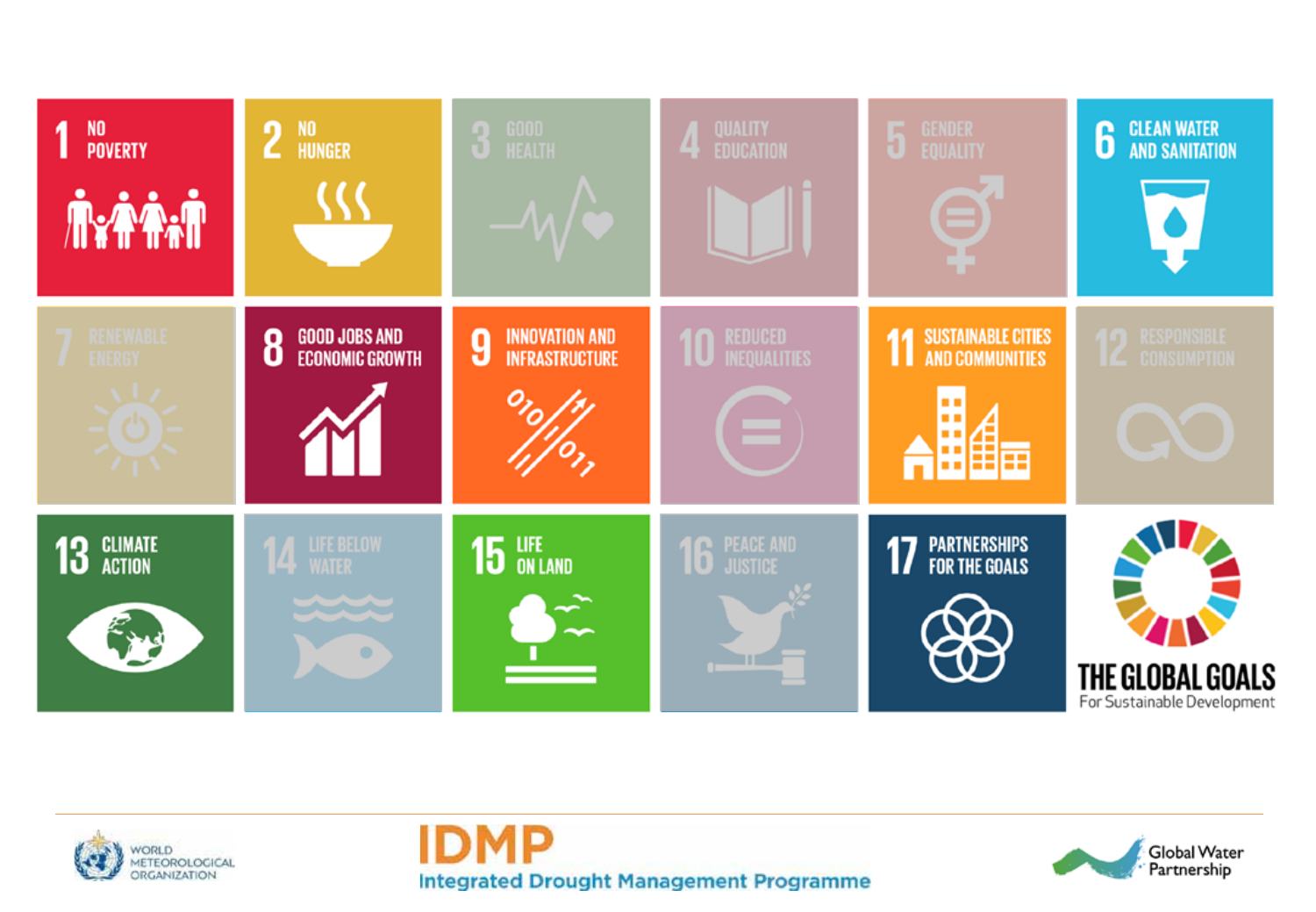1 NO POVERTY

2 NO HUNGER

3 GOOD HEALTH

4 QUALITY EDUCATION

5 GENDER EQUALITY

6 CLEAN WATER AND SANITATION

7 RENEWABLE ENERGY

8 GOOD JOBS AND ECONOMIC GROWTH

9 INNOVATION AND INFRASTRUCTURE

10 REDUCED INEQUALITIES

11 SUSTAINABLE CITIES AND COMMUNITIES

12 RESPONSIBLE CONSUMPTION

13 CLIMATE ACTION

14 LIFE BELOW WATER

15 LIFE ON LAND

16 PEACE AND JUSTICE

17 PARTNERSHIPS FOR THE GOALS

THE GLOBAL GOALS
For Sustainable Development

WORLD METEOROLOGICAL ORGANIZATION

IDMP
Integrated Drought Management Programme

Global Water Partnership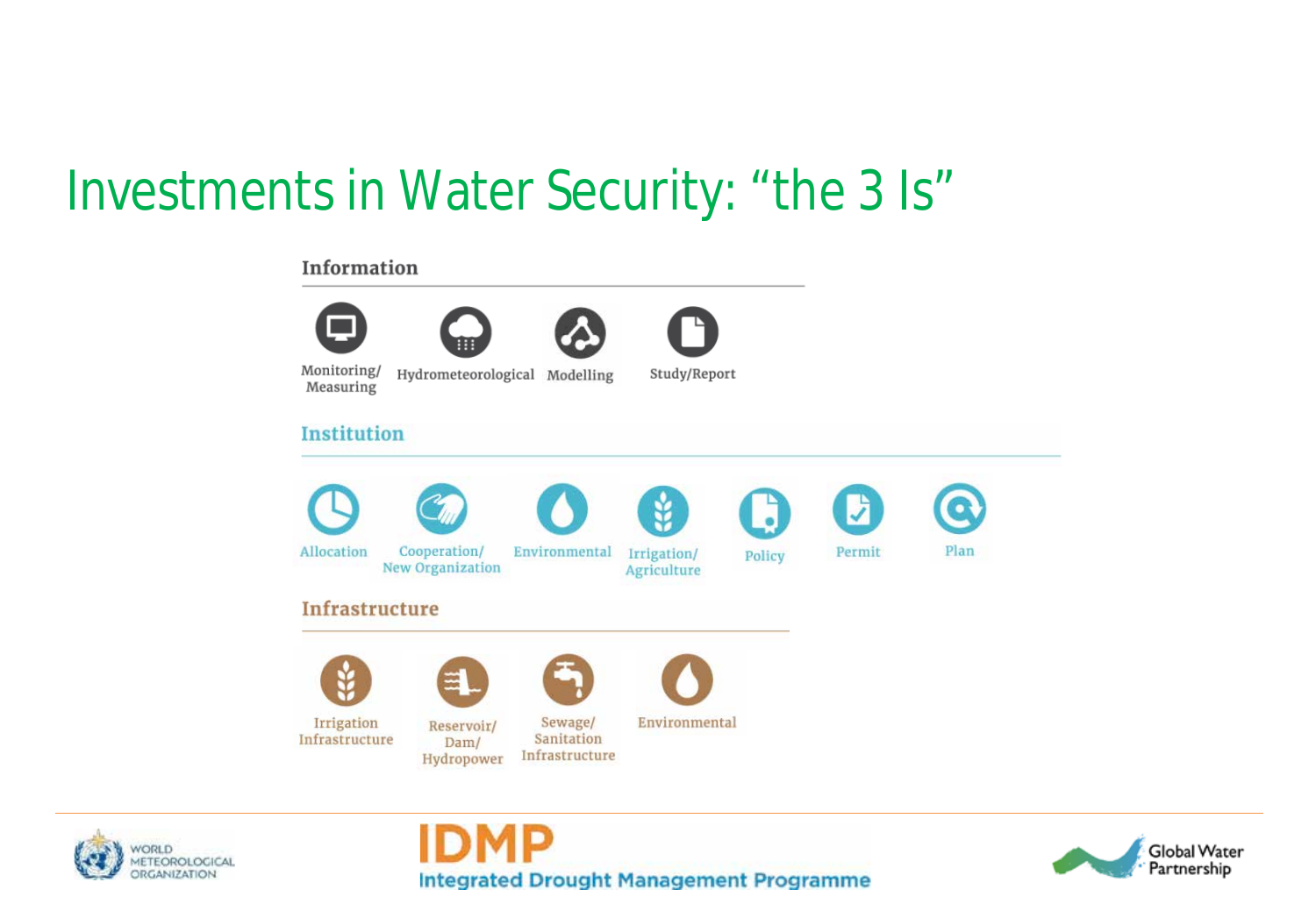# Investments in Water Security: "the 3 Is"

## Information

- Monitoring/ Measuring
- Hydrometeorological
- Modelling
- Study/Report

## Institution

- Allocation
- Cooperation/ New Organization
- Environmental
- Irrigation/ Agriculture
- Policy
- Permit
- Plan

## Infrastructure

- Irrigation Infrastructure
- Reservoir/ Dam/ Hydropower
- Sewage/ Sanitation Infrastructure
- Environmental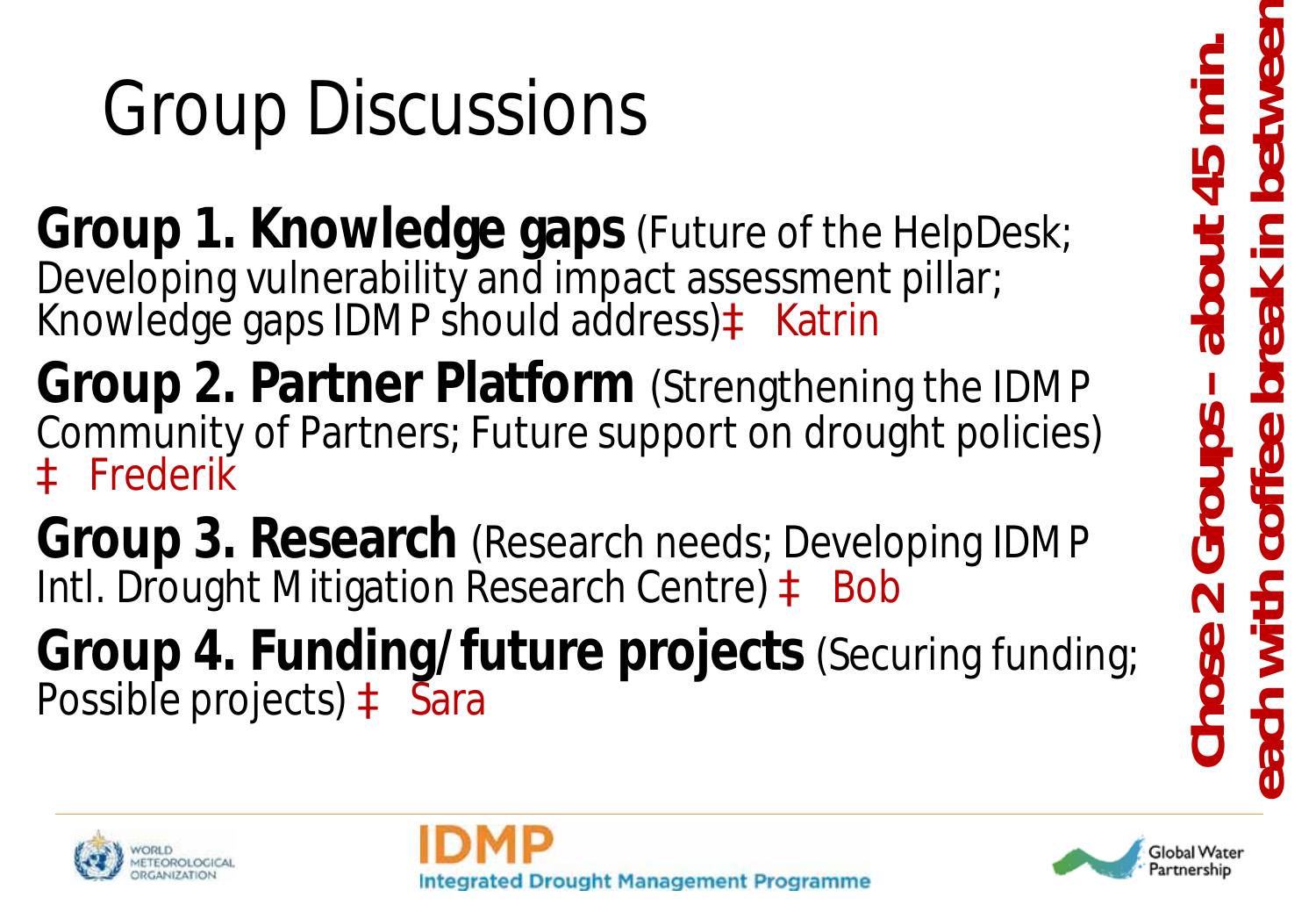# Group Discussions

**Group 1. Knowledge gaps** (Future of the HelpDesk; Developing vulnerability and impact assessment pillar; Knowledge gaps IDMP should address)‡ Katrin

**Group 2. Partner Platform** (Strengthening the IDMP Community of Partners; Future support on drought policies) ‡ Frederik

**Group 3. Research** (Research needs; Developing IDMP Intl. Drought Mitigation Research Centre) ‡ Bob

**Group 4. Funding/future projects** (Securing funding; Possible projects) ‡ Sara

**Chose 2 Groups – about 45 min. each with coffee break in between**

WORLD METEOROLOGICAL ORGANIZATION

IDMP Integrated Drought Management Programme

Global Water Partnership